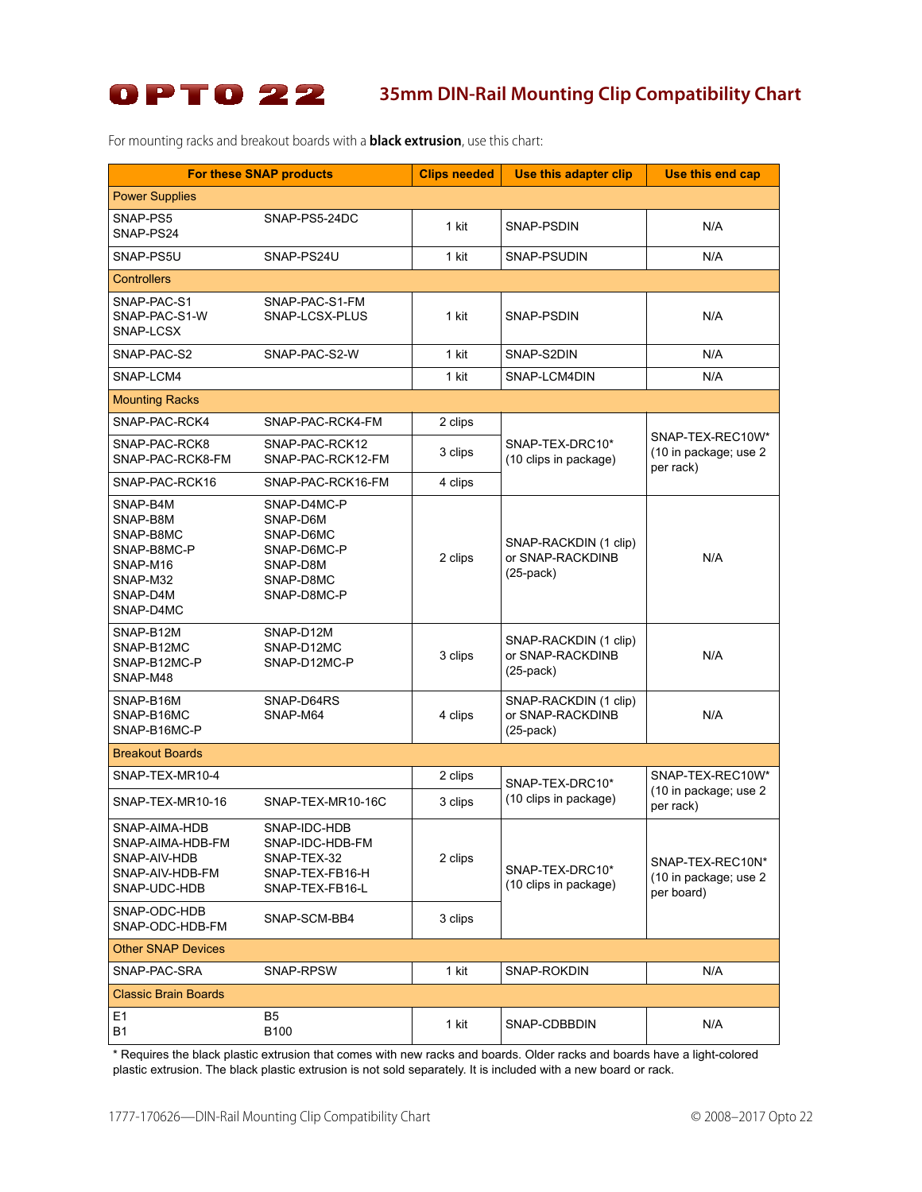# OPTO 22

## 35mm DIN-Rail Mounting Clip Compatibility Chart

For mounting racks and breakout boards with a **black extrusion**, use this chart:

| For these SNAP products | | Clips needed | Use this adapter clip | Use this end cap |
|---|---|---|---|---|
| **Power Supplies** | | | | |
| SNAP-PS5<br>SNAP-PS24 | SNAP-PS5-24DC | 1 kit | SNAP-PSDIN | N/A |
| SNAP-PS5U | SNAP-PS24U | 1 kit | SNAP-PSUDIN | N/A |
| **Controllers** | | | | |
| SNAP-PAC-S1<br>SNAP-PAC-S1-W<br>SNAP-LCSX | SNAP-PAC-S1-FM<br>SNAP-LCSX-PLUS | 1 kit | SNAP-PSDIN | N/A |
| SNAP-PAC-S2 | SNAP-PAC-S2-W | 1 kit | SNAP-S2DIN | N/A |
| SNAP-LCM4 | | 1 kit | SNAP-LCM4DIN | N/A |
| **Mounting Racks** | | | | |
| SNAP-PAC-RCK4 | SNAP-PAC-RCK4-FM | 2 clips | SNAP-TEX-DRC10* (10 clips in package) | SNAP-TEX-REC10W* (10 in package; use 2 per rack) |
| SNAP-PAC-RCK8<br>SNAP-PAC-RCK8-FM | SNAP-PAC-RCK12<br>SNAP-PAC-RCK12-FM | 3 clips | | |
| SNAP-PAC-RCK16 | SNAP-PAC-RCK16-FM | 4 clips | | |
| SNAP-B4M<br>SNAP-B8M<br>SNAP-B8MC<br>SNAP-B8MC-P<br>SNAP-M16<br>SNAP-M32<br>SNAP-D4M<br>SNAP-D4MC | SNAP-D4MC-P<br>SNAP-D6M<br>SNAP-D6MC<br>SNAP-D6MC-P<br>SNAP-D8M<br>SNAP-D8MC<br>SNAP-D8MC-P | 2 clips | SNAP-RACKDIN (1 clip) or SNAP-RACKDINB (25-pack) | N/A |
| SNAP-B12M<br>SNAP-B12MC<br>SNAP-B12MC-P<br>SNAP-M48 | SNAP-D12M<br>SNAP-D12MC<br>SNAP-D12MC-P | 3 clips | SNAP-RACKDIN (1 clip) or SNAP-RACKDINB (25-pack) | N/A |
| SNAP-B16M<br>SNAP-B16MC<br>SNAP-B16MC-P | SNAP-D64RS<br>SNAP-M64 | 4 clips | SNAP-RACKDIN (1 clip) or SNAP-RACKDINB (25-pack) | N/A |
| **Breakout Boards** | | | | |
| SNAP-TEX-MR10-4 | | 2 clips | SNAP-TEX-DRC10* (10 clips in package) | SNAP-TEX-REC10W* (10 in package; use 2 per rack) |
| SNAP-TEX-MR10-16 | SNAP-TEX-MR10-16C | 3 clips | | |
| SNAP-AIMA-HDB<br>SNAP-AIMA-HDB-FM<br>SNAP-AIV-HDB<br>SNAP-AIV-HDB-FM<br>SNAP-UDC-HDB | SNAP-IDC-HDB<br>SNAP-IDC-HDB-FM<br>SNAP-TEX-32<br>SNAP-TEX-FB16-H<br>SNAP-TEX-FB16-L | 2 clips | SNAP-TEX-DRC10* (10 clips in package) | SNAP-TEX-REC10N* (10 in package; use 2 per board) |
| SNAP-ODC-HDB<br>SNAP-ODC-HDB-FM | SNAP-SCM-BB4 | 3 clips | | |
| **Other SNAP Devices** | | | | |
| SNAP-PAC-SRA | SNAP-RPSW | 1 kit | SNAP-ROKDIN | N/A |
| **Classic Brain Boards** | | | | |
| E1<br>B1 | B5<br>B100 | 1 kit | SNAP-CDBBDIN | N/A |

* Requires the black plastic extrusion that comes with new racks and boards. Older racks and boards have a light-colored plastic extrusion. The black plastic extrusion is not sold separately. It is included with a new board or rack.

1777-170626—DIN-Rail Mounting Clip Compatibility Chart

© 2008–2017 Opto 22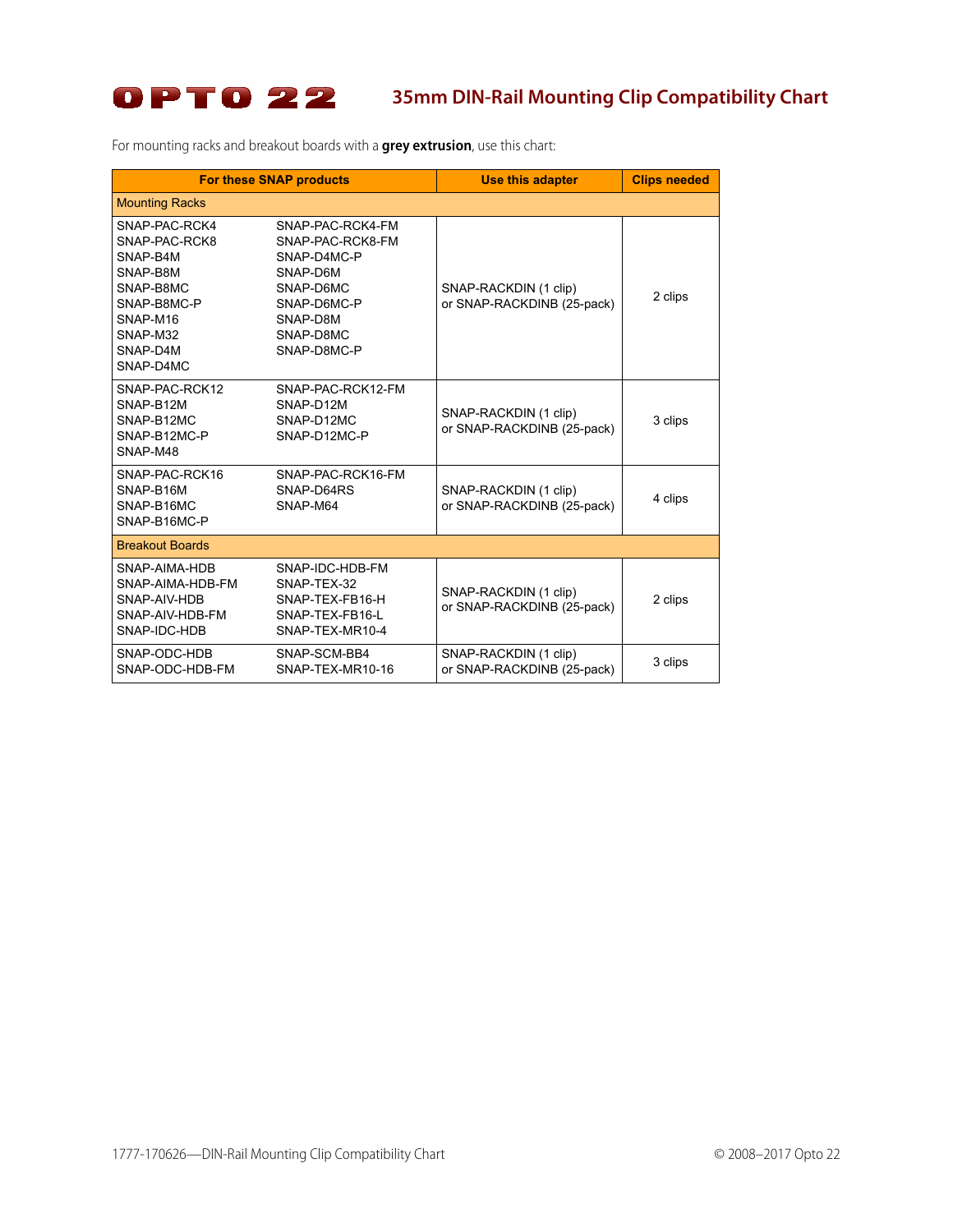# OPTO 22 — 35mm DIN-Rail Mounting Clip Compatibility Chart

For mounting racks and breakout boards with a **grey extrusion**, use this chart:

| For these SNAP products | | Use this adapter | Clips needed |
|---|---|---|---|
| **Mounting Racks** | | | |
| SNAP-PAC-RCK4<br>SNAP-PAC-RCK8<br>SNAP-B4M<br>SNAP-B8M<br>SNAP-B8MC<br>SNAP-B8MC-P<br>SNAP-M16<br>SNAP-M32<br>SNAP-D4M<br>SNAP-D4MC | SNAP-PAC-RCK4-FM<br>SNAP-PAC-RCK8-FM<br>SNAP-D4MC-P<br>SNAP-D6M<br>SNAP-D6MC<br>SNAP-D6MC-P<br>SNAP-D8M<br>SNAP-D8MC<br>SNAP-D8MC-P | SNAP-RACKDIN (1 clip)<br>or SNAP-RACKDINB (25-pack) | 2 clips |
| SNAP-PAC-RCK12<br>SNAP-B12M<br>SNAP-B12MC<br>SNAP-B12MC-P<br>SNAP-M48 | SNAP-PAC-RCK12-FM<br>SNAP-D12M<br>SNAP-D12MC<br>SNAP-D12MC-P | SNAP-RACKDIN (1 clip)<br>or SNAP-RACKDINB (25-pack) | 3 clips |
| SNAP-PAC-RCK16<br>SNAP-B16M<br>SNAP-B16MC<br>SNAP-B16MC-P | SNAP-PAC-RCK16-FM<br>SNAP-D64RS<br>SNAP-M64 | SNAP-RACKDIN (1 clip)<br>or SNAP-RACKDINB (25-pack) | 4 clips |
| **Breakout Boards** | | | |
| SNAP-AIMA-HDB<br>SNAP-AIMA-HDB-FM<br>SNAP-AIV-HDB<br>SNAP-AIV-HDB-FM<br>SNAP-IDC-HDB | SNAP-IDC-HDB-FM<br>SNAP-TEX-32<br>SNAP-TEX-FB16-H<br>SNAP-TEX-FB16-L<br>SNAP-TEX-MR10-4 | SNAP-RACKDIN (1 clip)<br>or SNAP-RACKDINB (25-pack) | 2 clips |
| SNAP-ODC-HDB<br>SNAP-ODC-HDB-FM | SNAP-SCM-BB4<br>SNAP-TEX-MR10-16 | SNAP-RACKDIN (1 clip)<br>or SNAP-RACKDINB (25-pack) | 3 clips |

1777-170626—DIN-Rail Mounting Clip Compatibility Chart © 2008–2017 Opto 22